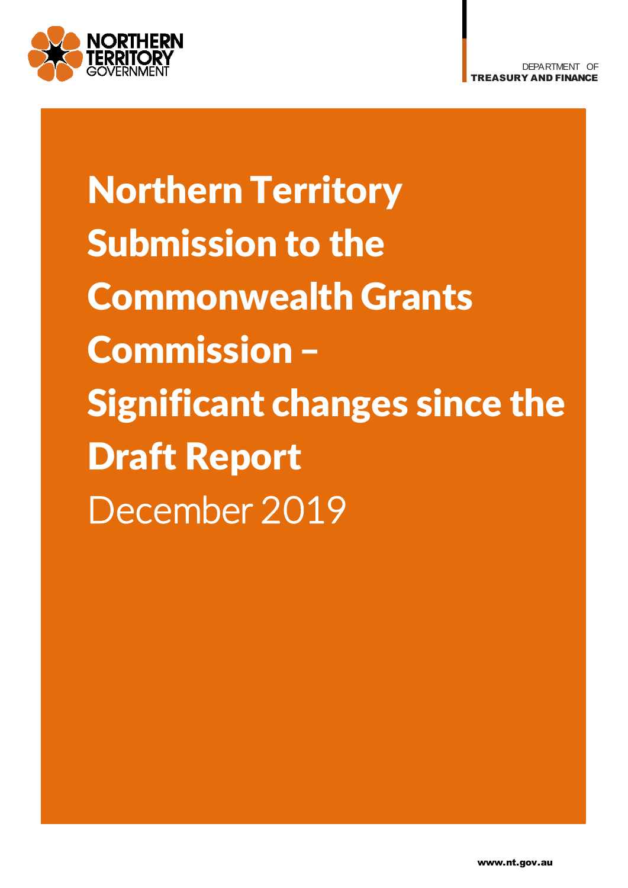NORTHERN TERRITORY GOVERNMENT

DEPARTMENT OF
**TREASURY AND FINANCE**

# Northern Territory Submission to the Commonwealth Grants Commission – Significant changes since the Draft Report

December 2019

www.nt.gov.au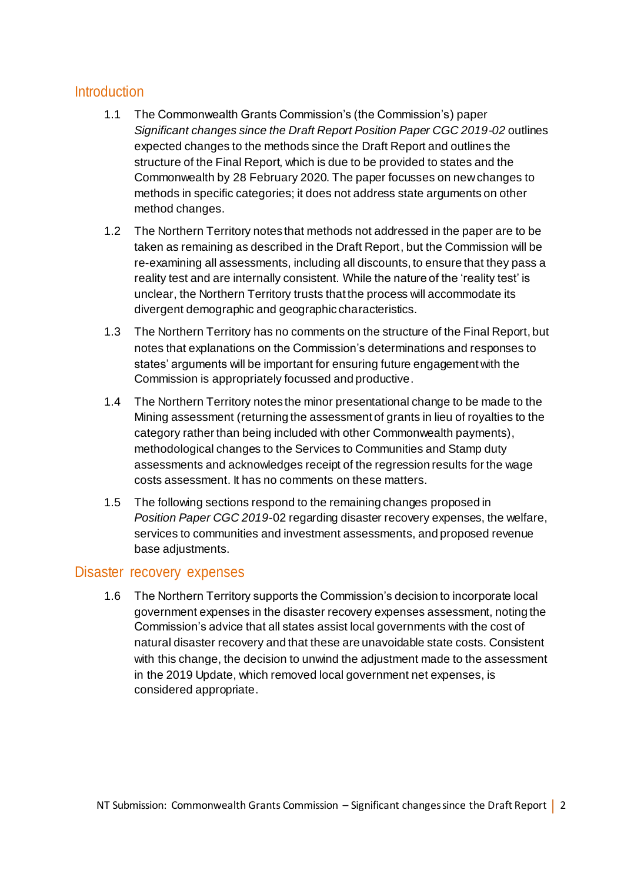## Introduction

1.1 The Commonwealth Grants Commission's (the Commission's) paper *Significant changes since the Draft Report Position Paper CGC 2019-02* outlines expected changes to the methods since the Draft Report and outlines the structure of the Final Report, which is due to be provided to states and the Commonwealth by 28 February 2020. The paper focusses on new changes to methods in specific categories; it does not address state arguments on other method changes.

1.2 The Northern Territory notes that methods not addressed in the paper are to be taken as remaining as described in the Draft Report, but the Commission will be re-examining all assessments, including all discounts, to ensure that they pass a reality test and are internally consistent. While the nature of the 'reality test' is unclear, the Northern Territory trusts that the process will accommodate its divergent demographic and geographic characteristics.

1.3 The Northern Territory has no comments on the structure of the Final Report, but notes that explanations on the Commission's determinations and responses to states' arguments will be important for ensuring future engagement with the Commission is appropriately focussed and productive.

1.4 The Northern Territory notes the minor presentational change to be made to the Mining assessment (returning the assessment of grants in lieu of royalties to the category rather than being included with other Commonwealth payments), methodological changes to the Services to Communities and Stamp duty assessments and acknowledges receipt of the regression results for the wage costs assessment. It has no comments on these matters.

1.5 The following sections respond to the remaining changes proposed in *Position Paper CGC 2019*-02 regarding disaster recovery expenses, the welfare, services to communities and investment assessments, and proposed revenue base adjustments.

## Disaster recovery expenses

1.6 The Northern Territory supports the Commission's decision to incorporate local government expenses in the disaster recovery expenses assessment, noting the Commission's advice that all states assist local governments with the cost of natural disaster recovery and that these are unavoidable state costs. Consistent with this change, the decision to unwind the adjustment made to the assessment in the 2019 Update, which removed local government net expenses, is considered appropriate.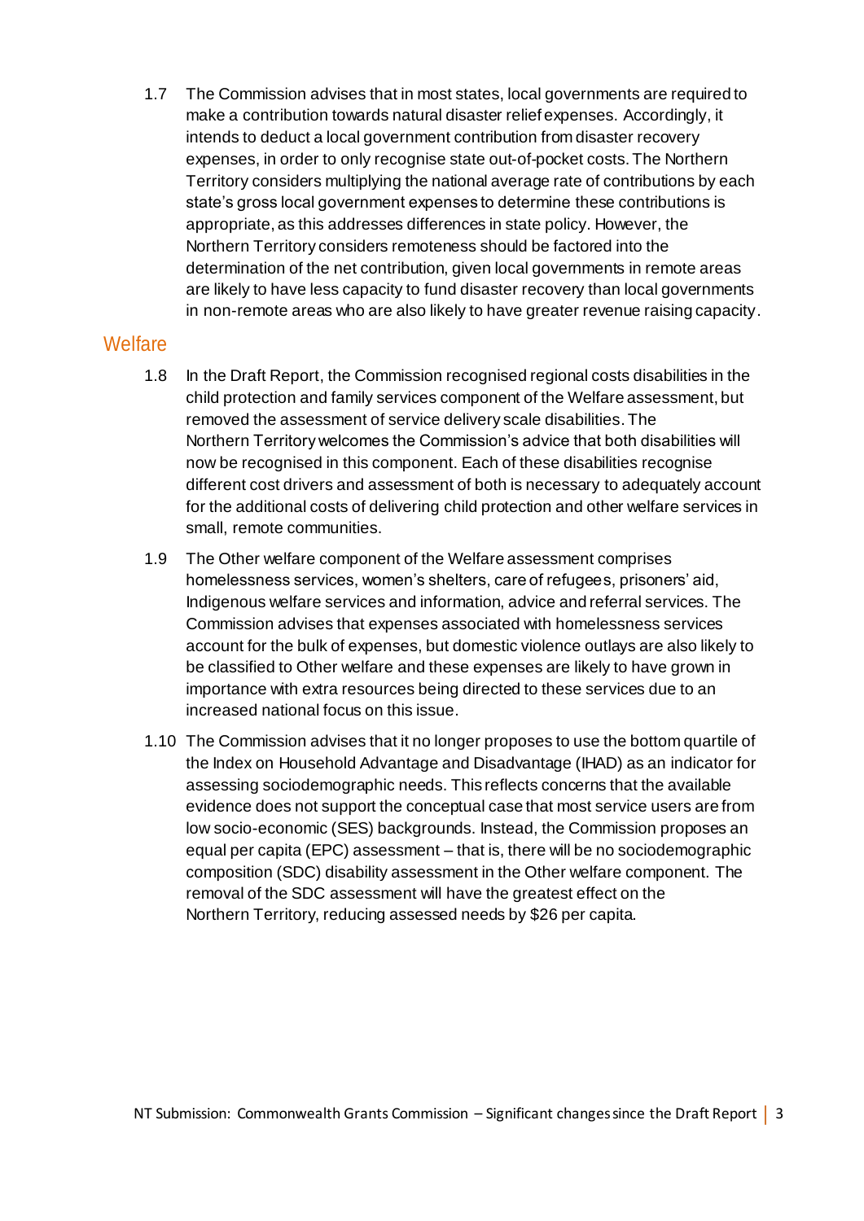1.7 The Commission advises that in most states, local governments are required to make a contribution towards natural disaster relief expenses. Accordingly, it intends to deduct a local government contribution from disaster recovery expenses, in order to only recognise state out-of-pocket costs. The Northern Territory considers multiplying the national average rate of contributions by each state's gross local government expenses to determine these contributions is appropriate, as this addresses differences in state policy. However, the Northern Territory considers remoteness should be factored into the determination of the net contribution, given local governments in remote areas are likely to have less capacity to fund disaster recovery than local governments in non-remote areas who are also likely to have greater revenue raising capacity.

## Welfare

1.8 In the Draft Report, the Commission recognised regional costs disabilities in the child protection and family services component of the Welfare assessment, but removed the assessment of service delivery scale disabilities. The Northern Territory welcomes the Commission's advice that both disabilities will now be recognised in this component. Each of these disabilities recognise different cost drivers and assessment of both is necessary to adequately account for the additional costs of delivering child protection and other welfare services in small, remote communities.

1.9 The Other welfare component of the Welfare assessment comprises homelessness services, women's shelters, care of refugees, prisoners' aid, Indigenous welfare services and information, advice and referral services. The Commission advises that expenses associated with homelessness services account for the bulk of expenses, but domestic violence outlays are also likely to be classified to Other welfare and these expenses are likely to have grown in importance with extra resources being directed to these services due to an increased national focus on this issue.

1.10 The Commission advises that it no longer proposes to use the bottom quartile of the Index on Household Advantage and Disadvantage (IHAD) as an indicator for assessing sociodemographic needs. This reflects concerns that the available evidence does not support the conceptual case that most service users are from low socio-economic (SES) backgrounds. Instead, the Commission proposes an equal per capita (EPC) assessment – that is, there will be no sociodemographic composition (SDC) disability assessment in the Other welfare component. The removal of the SDC assessment will have the greatest effect on the Northern Territory, reducing assessed needs by $26 per capita.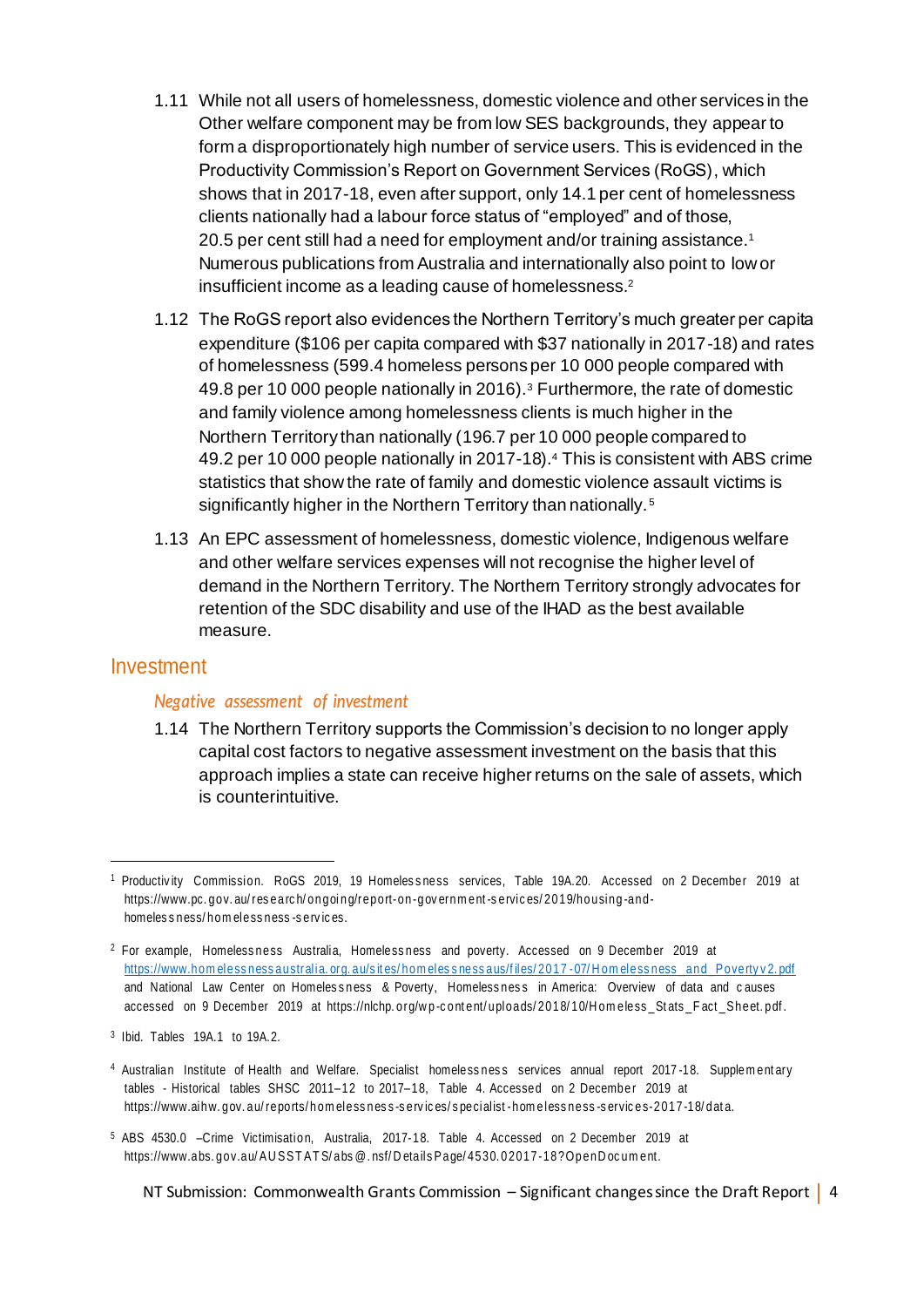1.11 While not all users of homelessness, domestic violence and other services in the Other welfare component may be from low SES backgrounds, they appear to form a disproportionately high number of service users. This is evidenced in the Productivity Commission's Report on Government Services (RoGS), which shows that in 2017-18, even after support, only 14.1 per cent of homelessness clients nationally had a labour force status of "employed" and of those, 20.5 per cent still had a need for employment and/or training assistance.[1] Numerous publications from Australia and internationally also point to low or insufficient income as a leading cause of homelessness.[2]

1.12 The RoGS report also evidences the Northern Territory's much greater per capita expenditure ($106 per capita compared with $37 nationally in 2017-18) and rates of homelessness (599.4 homeless persons per 10 000 people compared with 49.8 per 10 000 people nationally in 2016).[3] Furthermore, the rate of domestic and family violence among homelessness clients is much higher in the Northern Territory than nationally (196.7 per 10 000 people compared to 49.2 per 10 000 people nationally in 2017-18).[4] This is consistent with ABS crime statistics that show the rate of family and domestic violence assault victims is significantly higher in the Northern Territory than nationally.[5]

1.13 An EPC assessment of homelessness, domestic violence, Indigenous welfare and other welfare services expenses will not recognise the higher level of demand in the Northern Territory. The Northern Territory strongly advocates for retention of the SDC disability and use of the IHAD as the best available measure.

## Investment

### *Negative assessment of investment*

1.14 The Northern Territory supports the Commission's decision to no longer apply capital cost factors to negative assessment investment on the basis that this approach implies a state can receive higher returns on the sale of assets, which is counterintuitive.

---

[1] Productivity Commission. RoGS 2019, 19 Homelessness services, Table 19A.20. Accessed on 2 December 2019 at https://www.pc.gov.au/research/ongoing/report-on-government-services/2019/housing-and-homelessness/homelessness-services.

[2] For example, Homelessness Australia, Homelessness and poverty. Accessed on 9 December 2019 at https://www.homelessnessaustralia.org.au/sites/homelessnessaus/files/2017-07/Homelessness_and_Povertyv2.pdf and National Law Center on Homelessness & Poverty, Homelessness in America: Overview of data and causes accessed on 9 December 2019 at https://nlchp.org/wp-content/uploads/2018/10/Homeless_Stats_Fact_Sheet.pdf.

[3] Ibid. Tables 19A.1 to 19A.2.

[4] Australian Institute of Health and Welfare. Specialist homelessness services annual report 2017-18. Supplementary tables - Historical tables SHSC 2011–12 to 2017–18, Table 4. Accessed on 2 December 2019 at https://www.aihw.gov.au/reports/homelessness-services/specialist-homelessness-services-2017-18/data.

[5] ABS 4530.0 –Crime Victimisation, Australia, 2017-18. Table 4. Accessed on 2 December 2019 at https://www.abs.gov.au/AUSSTATS/abs@.nsf/DetailsPage/4530.02017-18?OpenDocument.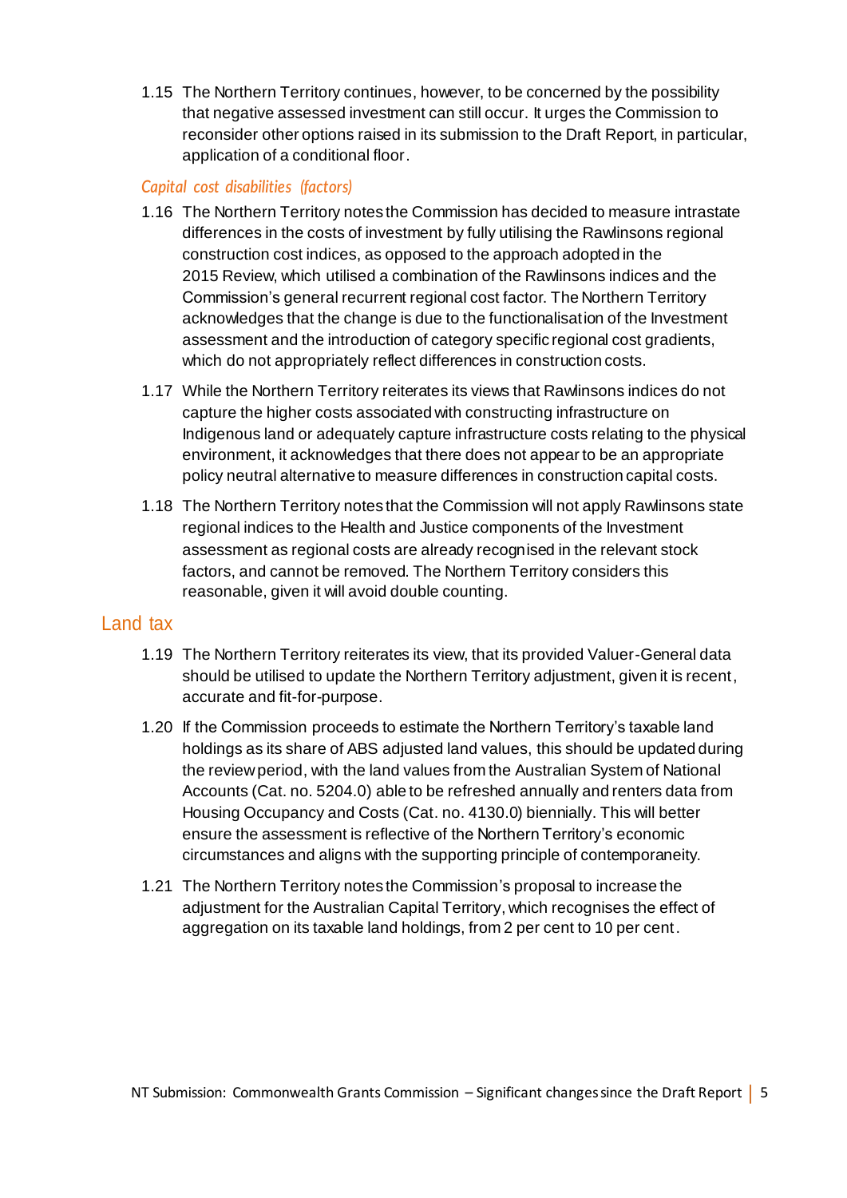1.15 The Northern Territory continues, however, to be concerned by the possibility that negative assessed investment can still occur. It urges the Commission to reconsider other options raised in its submission to the Draft Report, in particular, application of a conditional floor.

### *Capital cost disabilities (factors)*

1.16 The Northern Territory notes the Commission has decided to measure intrastate differences in the costs of investment by fully utilising the Rawlinsons regional construction cost indices, as opposed to the approach adopted in the 2015 Review, which utilised a combination of the Rawlinsons indices and the Commission's general recurrent regional cost factor. The Northern Territory acknowledges that the change is due to the functionalisation of the Investment assessment and the introduction of category specific regional cost gradients, which do not appropriately reflect differences in construction costs.

1.17 While the Northern Territory reiterates its views that Rawlinsons indices do not capture the higher costs associated with constructing infrastructure on Indigenous land or adequately capture infrastructure costs relating to the physical environment, it acknowledges that there does not appear to be an appropriate policy neutral alternative to measure differences in construction capital costs.

1.18 The Northern Territory notes that the Commission will not apply Rawlinsons state regional indices to the Health and Justice components of the Investment assessment as regional costs are already recognised in the relevant stock factors, and cannot be removed. The Northern Territory considers this reasonable, given it will avoid double counting.

## Land tax

1.19 The Northern Territory reiterates its view, that its provided Valuer-General data should be utilised to update the Northern Territory adjustment, given it is recent, accurate and fit-for-purpose.

1.20 If the Commission proceeds to estimate the Northern Territory's taxable land holdings as its share of ABS adjusted land values, this should be updated during the review period, with the land values from the Australian System of National Accounts (Cat. no. 5204.0) able to be refreshed annually and renters data from Housing Occupancy and Costs (Cat. no. 4130.0) biennially. This will better ensure the assessment is reflective of the Northern Territory's economic circumstances and aligns with the supporting principle of contemporaneity.

1.21 The Northern Territory notes the Commission's proposal to increase the adjustment for the Australian Capital Territory, which recognises the effect of aggregation on its taxable land holdings, from 2 per cent to 10 per cent.